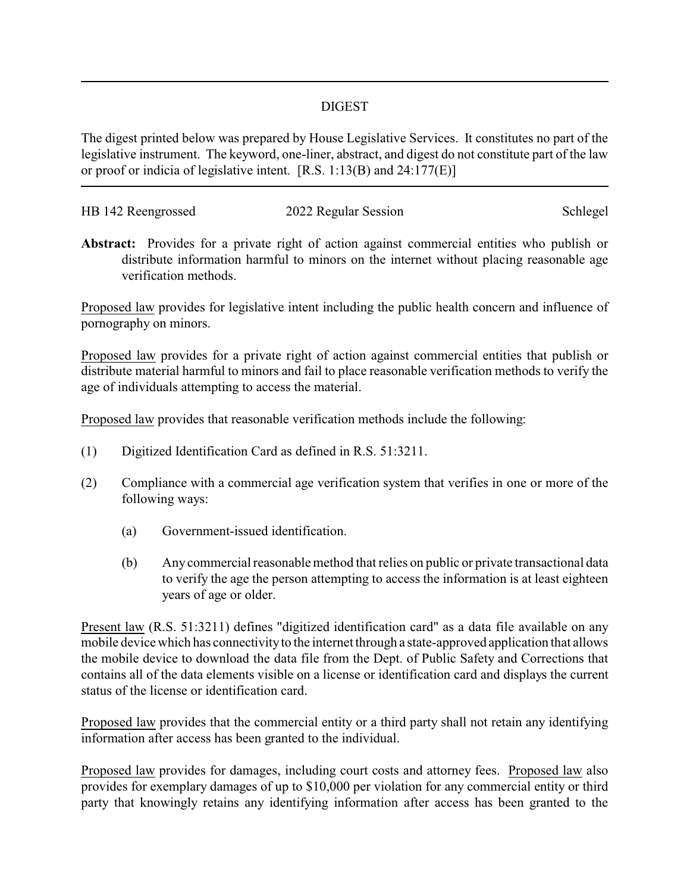# DIGEST

The digest printed below was prepared by House Legislative Services. It constitutes no part of the legislative instrument. The keyword, one-liner, abstract, and digest do not constitute part of the law or proof or indicia of legislative intent. [R.S. 1:13(B) and 24:177(E)]

HB 142 Reengrossed — 2022 Regular Session — Schlegel

**Abstract:** Provides for a private right of action against commercial entities who publish or distribute information harmful to minors on the internet without placing reasonable age verification methods.

Proposed law provides for legislative intent including the public health concern and influence of pornography on minors.

Proposed law provides for a private right of action against commercial entities that publish or distribute material harmful to minors and fail to place reasonable verification methods to verify the age of individuals attempting to access the material.

Proposed law provides that reasonable verification methods include the following:

(1) Digitized Identification Card as defined in R.S. 51:3211.

(2) Compliance with a commercial age verification system that verifies in one or more of the following ways:

   (a) Government-issued identification.

   (b) Any commercial reasonable method that relies on public or private transactional data to verify the age the person attempting to access the information is at least eighteen years of age or older.

Present law (R.S. 51:3211) defines "digitized identification card" as a data file available on any mobile device which has connectivity to the internet through a state-approved application that allows the mobile device to download the data file from the Dept. of Public Safety and Corrections that contains all of the data elements visible on a license or identification card and displays the current status of the license or identification card.

Proposed law provides that the commercial entity or a third party shall not retain any identifying information after access has been granted to the individual.

Proposed law provides for damages, including court costs and attorney fees. Proposed law also provides for exemplary damages of up to $10,000 per violation for any commercial entity or third party that knowingly retains any identifying information after access has been granted to the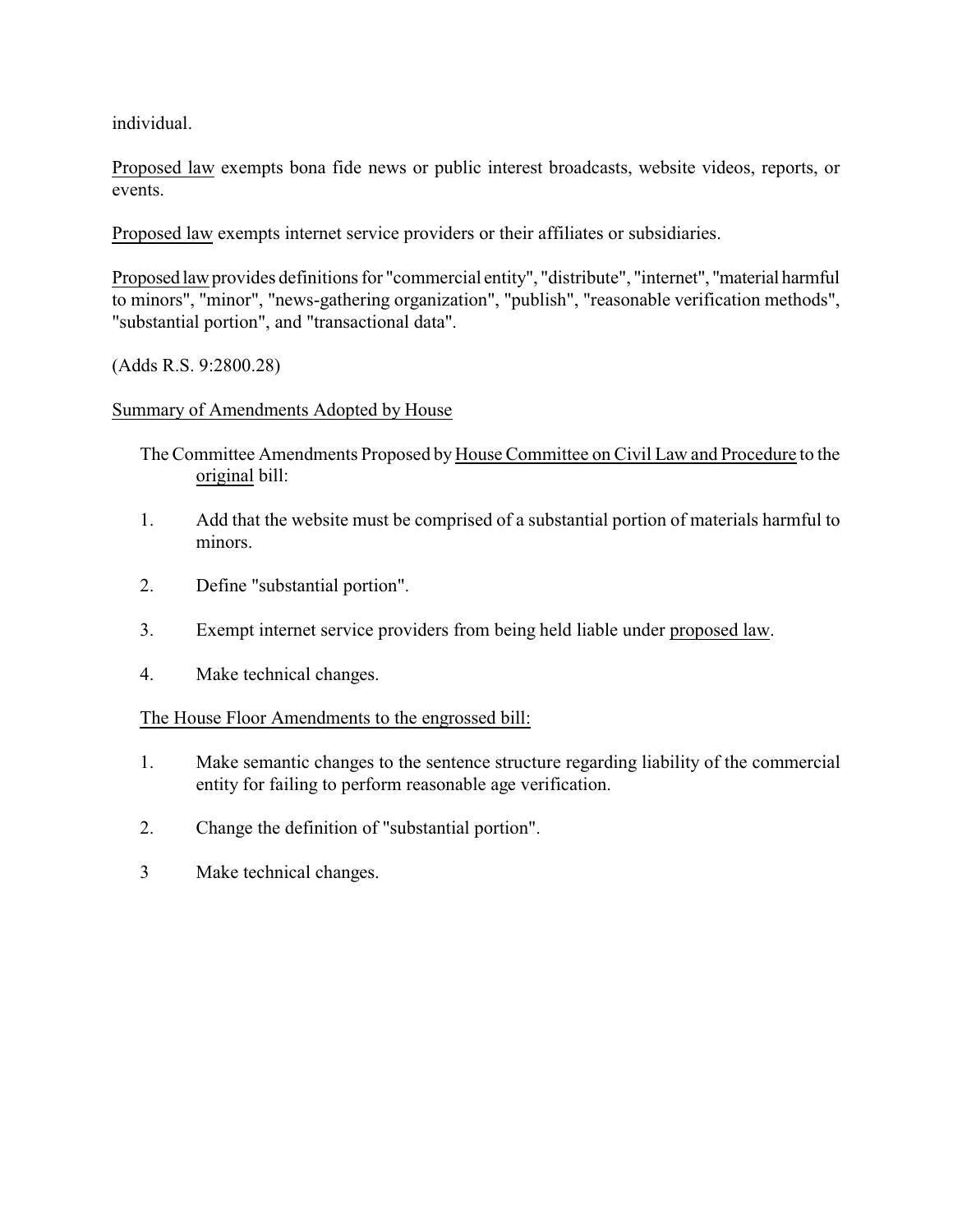individual.

Proposed law exempts bona fide news or public interest broadcasts, website videos, reports, or events.

Proposed law exempts internet service providers or their affiliates or subsidiaries.

Proposed law provides definitions for "commercial entity", "distribute", "internet", "material harmful to minors", "minor", "news-gathering organization", "publish", "reasonable verification methods", "substantial portion", and "transactional data".

(Adds R.S. 9:2800.28)

Summary of Amendments Adopted by House

The Committee Amendments Proposed by House Committee on Civil Law and Procedure to the original bill:

1. Add that the website must be comprised of a substantial portion of materials harmful to minors.

2. Define "substantial portion".

3. Exempt internet service providers from being held liable under proposed law.

4. Make technical changes.

The House Floor Amendments to the engrossed bill:

1. Make semantic changes to the sentence structure regarding liability of the commercial entity for failing to perform reasonable age verification.

2. Change the definition of "substantial portion".

3 Make technical changes.